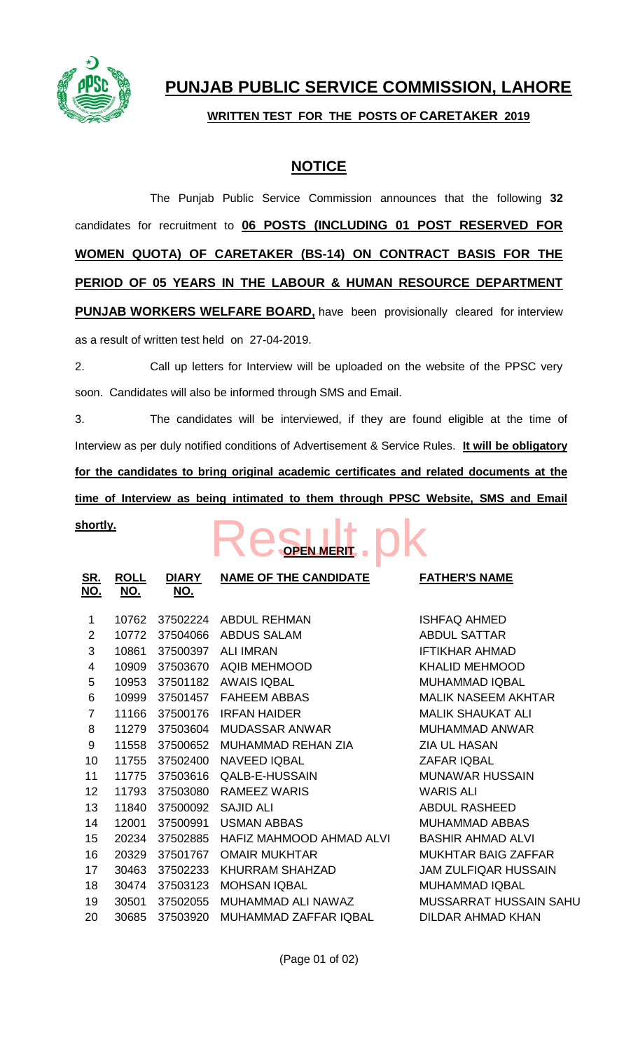# PUNJAB PUBLIC SERVICE COMMISSION, LAHORE

**WRITTEN TEST FOR THE POSTS OF CARETAKER 2019**

## NOTICE

The Punjab Public Service Commission announces that the following **32** candidates for recruitment to **06 POSTS (INCLUDING 01 POST RESERVED FOR WOMEN QUOTA) OF CARETAKER (BS-14) ON CONTRACT BASIS FOR THE PERIOD OF 05 YEARS IN THE LABOUR & HUMAN RESOURCE DEPARTMENT PUNJAB WORKERS WELFARE BOARD,** have been provisionally cleared for interview as a result of written test held on 27-04-2019.

2. Call up letters for Interview will be uploaded on the website of the PPSC very soon. Candidates will also be informed through SMS and Email.

3. The candidates will be interviewed, if they are found eligible at the time of Interview as per duly notified conditions of Advertisement & Service Rules. **It will be obligatory for the candidates to bring original academic certificates and related documents at the time of Interview as being intimated to them through PPSC Website, SMS and Email shortly.**

**OPEN MERIT**

| SR. NO. | ROLL NO. | DIARY NO. | NAME OF THE CANDIDATE | FATHER'S NAME |
|---|---|---|---|---|
| 1 | 10762 | 37502224 | ABDUL REHMAN | ISHFAQ AHMED |
| 2 | 10772 | 37504066 | ABDUS SALAM | ABDUL SATTAR |
| 3 | 10861 | 37500397 | ALI IMRAN | IFTIKHAR AHMAD |
| 4 | 10909 | 37503670 | AQIB MEHMOOD | KHALID MEHMOOD |
| 5 | 10953 | 37501182 | AWAIS IQBAL | MUHAMMAD IQBAL |
| 6 | 10999 | 37501457 | FAHEEM ABBAS | MALIK NASEEM AKHTAR |
| 7 | 11166 | 37500176 | IRFAN HAIDER | MALIK SHAUKAT ALI |
| 8 | 11279 | 37503604 | MUDASSAR ANWAR | MUHAMMAD ANWAR |
| 9 | 11558 | 37500652 | MUHAMMAD REHAN ZIA | ZIA UL HASAN |
| 10 | 11755 | 37502400 | NAVEED IQBAL | ZAFAR IQBAL |
| 11 | 11775 | 37503616 | QALB-E-HUSSAIN | MUNAWAR HUSSAIN |
| 12 | 11793 | 37503080 | RAMEEZ WARIS | WARIS ALI |
| 13 | 11840 | 37500092 | SAJID ALI | ABDUL RASHEED |
| 14 | 12001 | 37500991 | USMAN ABBAS | MUHAMMAD ABBAS |
| 15 | 20234 | 37502885 | HAFIZ MAHMOOD AHMAD ALVI | BASHIR AHMAD ALVI |
| 16 | 20329 | 37501767 | OMAIR MUKHTAR | MUKHTAR BAIG ZAFFAR |
| 17 | 30463 | 37502233 | KHURRAM SHAHZAD | JAM ZULFIQAR HUSSAIN |
| 18 | 30474 | 37503123 | MOHSAN IQBAL | MUHAMMAD IQBAL |
| 19 | 30501 | 37502055 | MUHAMMAD ALI NAWAZ | MUSSARRAT HUSSAIN SAHU |
| 20 | 30685 | 37503920 | MUHAMMAD ZAFFAR IQBAL | DILDAR AHMAD KHAN |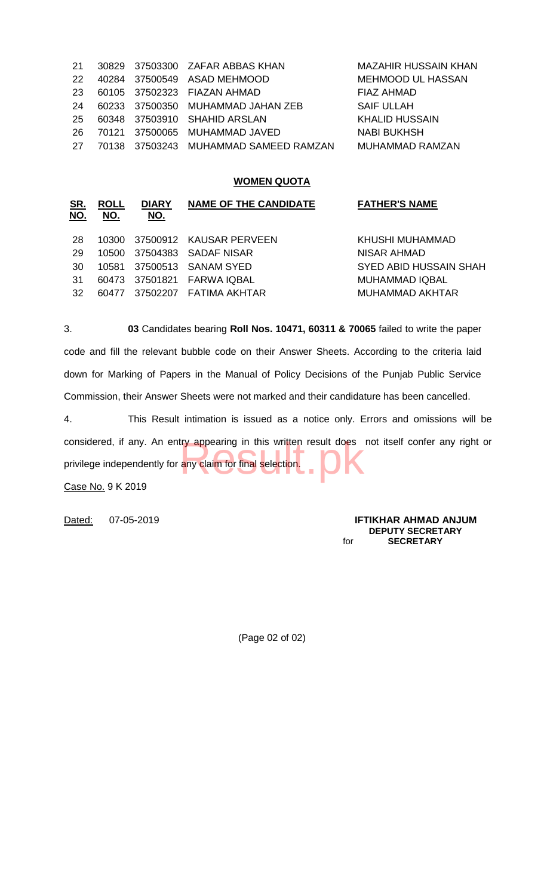| | | | | |
|---|---|---|---|---|
| 21 | 30829 | 37503300 | ZAFAR ABBAS KHAN | MAZAHIR HUSSAIN KHAN |
| 22 | 40284 | 37500549 | ASAD MEHMOOD | MEHMOOD UL HASSAN |
| 23 | 60105 | 37502323 | FIAZAN AHMAD | FIAZ AHMAD |
| 24 | 60233 | 37500350 | MUHAMMAD JAHAN ZEB | SAIF ULLAH |
| 25 | 60348 | 37503910 | SHAHID ARSLAN | KHALID HUSSAIN |
| 26 | 70121 | 37500065 | MUHAMMAD JAVED | NABI BUKHSH |
| 27 | 70138 | 37503243 | MUHAMMAD SAMEED RAMZAN | MUHAMMAD RAMZAN |

**WOMEN QUOTA**

| SR. NO. | ROLL NO. | DIARY NO. | NAME OF THE CANDIDATE | FATHER'S NAME |
|---|---|---|---|---|
| 28 | 10300 | 37500912 | KAUSAR PERVEEN | KHUSHI MUHAMMAD |
| 29 | 10500 | 37504383 | SADAF NISAR | NISAR AHMAD |
| 30 | 10581 | 37500513 | SANAM SYED | SYED ABID HUSSAIN SHAH |
| 31 | 60473 | 37501821 | FARWA IQBAL | MUHAMMAD IQBAL |
| 32 | 60477 | 37502207 | FATIMA AKHTAR | MUHAMMAD AKHTAR |

3. **03** Candidates bearing **Roll Nos. 10471, 60311 & 70065** failed to write the paper code and fill the relevant bubble code on their Answer Sheets. According to the criteria laid down for Marking of Papers in the Manual of Policy Decisions of the Punjab Public Service Commission, their Answer Sheets were not marked and their candidature has been cancelled.

4. This Result intimation is issued as a notice only. Errors and omissions will be considered, if any. An entry appearing in this written result does not itself confer any right or privilege independently for any claim for final selection.

Case No. 9 K 2019

Dated: 07-05-2019

**IFTIKHAR AHMAD ANJUM**
**DEPUTY SECRETARY**
for **SECRETARY**